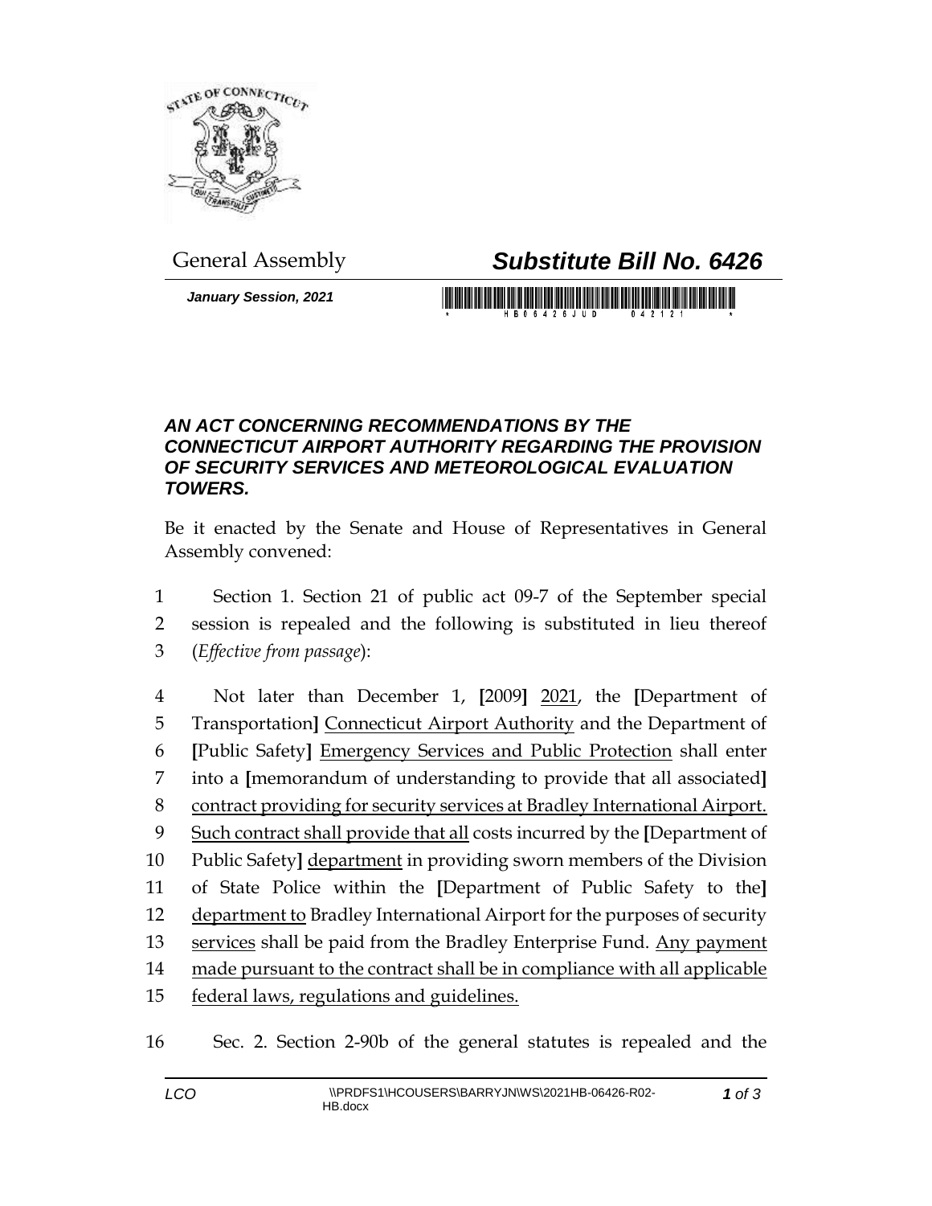General Assembly

# *Substitute Bill No. 6426*

***January Session, 2021***

### *AN ACT CONCERNING RECOMMENDATIONS BY THE CONNECTICUT AIRPORT AUTHORITY REGARDING THE PROVISION OF SECURITY SERVICES AND METEOROLOGICAL EVALUATION TOWERS.*

Be it enacted by the Senate and House of Representatives in General Assembly convened:

1 Section 1. Section 21 of public act 09-7 of the September special
2 session is repealed and the following is substituted in lieu thereof
3 (*Effective from passage*):

4 Not later than December 1, **[**2009**]** <u>2021</u>, the **[**Department of
5 Transportation**]** <u>Connecticut Airport Authority</u> and the Department of
6 **[**Public Safety**]** <u>Emergency Services and Public Protection</u> shall enter
7 into a **[**memorandum of understanding to provide that all associated**]**
8 <u>contract providing for security services at Bradley International Airport.</u>
9 <u>Such contract shall provide that all</u> costs incurred by the **[**Department of
10 Public Safety**]** <u>department</u> in providing sworn members of the Division
11 of State Police within the **[**Department of Public Safety to the**]**
12 <u>department to</u> Bradley International Airport for the purposes of security
13 <u>services</u> shall be paid from the Bradley Enterprise Fund. <u>Any payment</u>
14 <u>made pursuant to the contract shall be in compliance with all applicable</u>
15 <u>federal laws, regulations and guidelines.</u>

16 Sec. 2. Section 2-90b of the general statutes is repealed and the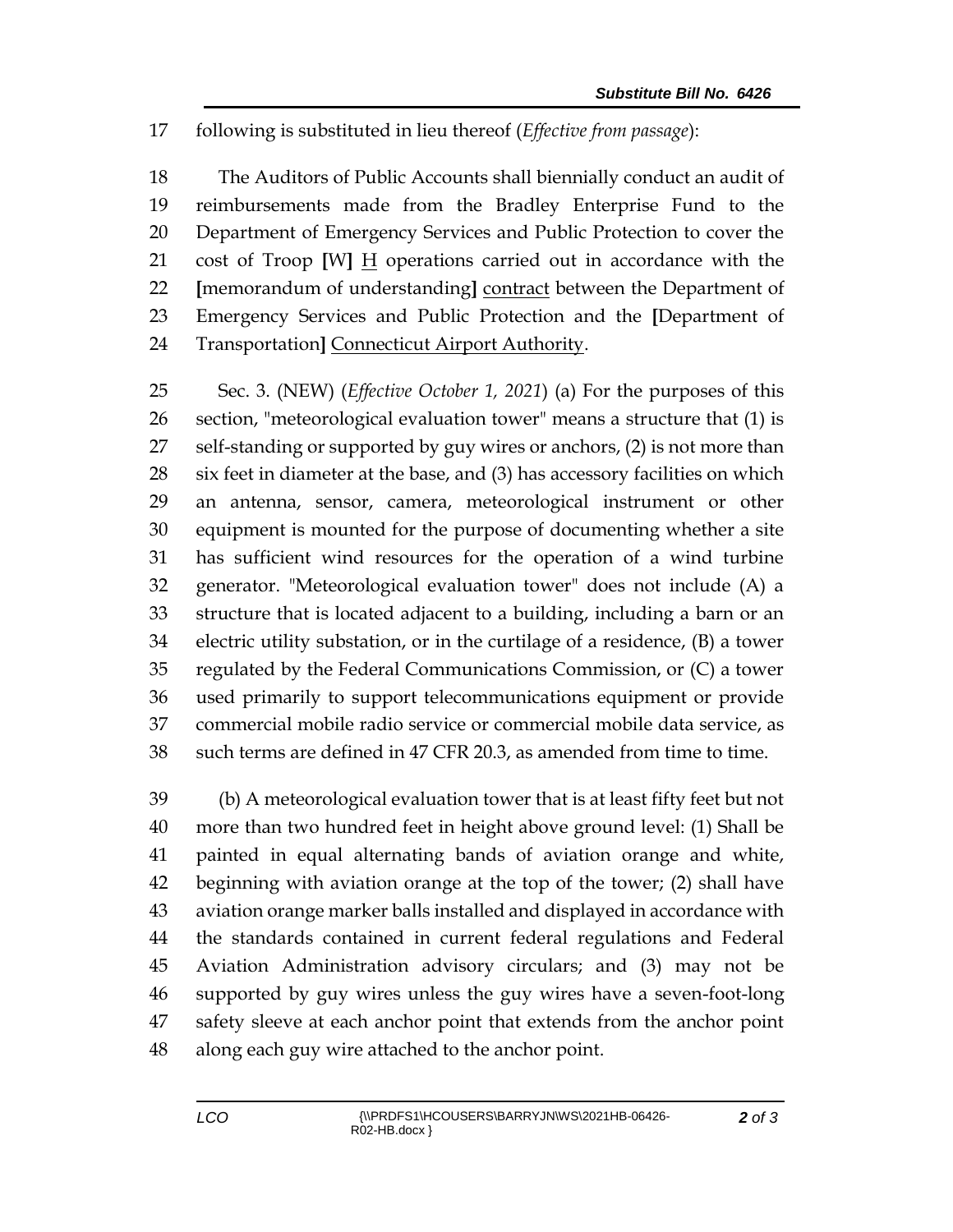17 following is substituted in lieu thereof (*Effective from passage*):

18 The Auditors of Public Accounts shall biennially conduct an audit of
19 reimbursements made from the Bradley Enterprise Fund to the
20 Department of Emergency Services and Public Protection to cover the
21 cost of Troop **[**W**]** <u>H</u> operations carried out in accordance with the
22 **[**memorandum of understanding**]** <u>contract</u> between the Department of
23 Emergency Services and Public Protection and the **[**Department of
24 Transportation**]** <u>Connecticut Airport Authority</u>.

25 Sec. 3. (NEW) (*Effective October 1, 2021*) (a) For the purposes of this
26 section, "meteorological evaluation tower" means a structure that (1) is
27 self-standing or supported by guy wires or anchors, (2) is not more than
28 six feet in diameter at the base, and (3) has accessory facilities on which
29 an antenna, sensor, camera, meteorological instrument or other
30 equipment is mounted for the purpose of documenting whether a site
31 has sufficient wind resources for the operation of a wind turbine
32 generator. "Meteorological evaluation tower" does not include (A) a
33 structure that is located adjacent to a building, including a barn or an
34 electric utility substation, or in the curtilage of a residence, (B) a tower
35 regulated by the Federal Communications Commission, or (C) a tower
36 used primarily to support telecommunications equipment or provide
37 commercial mobile radio service or commercial mobile data service, as
38 such terms are defined in 47 CFR 20.3, as amended from time to time.

39 (b) A meteorological evaluation tower that is at least fifty feet but not
40 more than two hundred feet in height above ground level: (1) Shall be
41 painted in equal alternating bands of aviation orange and white,
42 beginning with aviation orange at the top of the tower; (2) shall have
43 aviation orange marker balls installed and displayed in accordance with
44 the standards contained in current federal regulations and Federal
45 Aviation Administration advisory circulars; and (3) may not be
46 supported by guy wires unless the guy wires have a seven-foot-long
47 safety sleeve at each anchor point that extends from the anchor point
48 along each guy wire attached to the anchor point.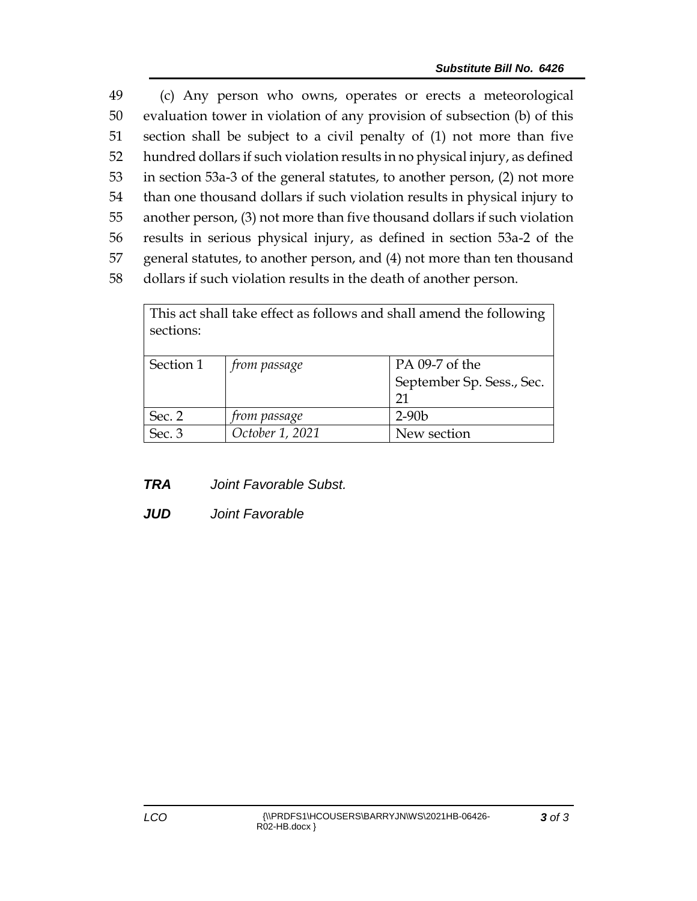(c) Any person who owns, operates or erects a meteorological evaluation tower in violation of any provision of subsection (b) of this section shall be subject to a civil penalty of (1) not more than five hundred dollars if such violation results in no physical injury, as defined in section 53a-3 of the general statutes, to another person, (2) not more than one thousand dollars if such violation results in physical injury to another person, (3) not more than five thousand dollars if such violation results in serious physical injury, as defined in section 53a-2 of the general statutes, to another person, and (4) not more than ten thousand dollars if such violation results in the death of another person.

| This act shall take effect as follows and shall amend the following sections: | | |
|---|---|---|
| Section 1 | *from passage* | PA 09-7 of the September Sp. Sess., Sec. 21 |
| Sec. 2 | *from passage* | 2-90b |
| Sec. 3 | *October 1, 2021* | New section |

***TRA*** *Joint Favorable Subst.*

***JUD*** *Joint Favorable*